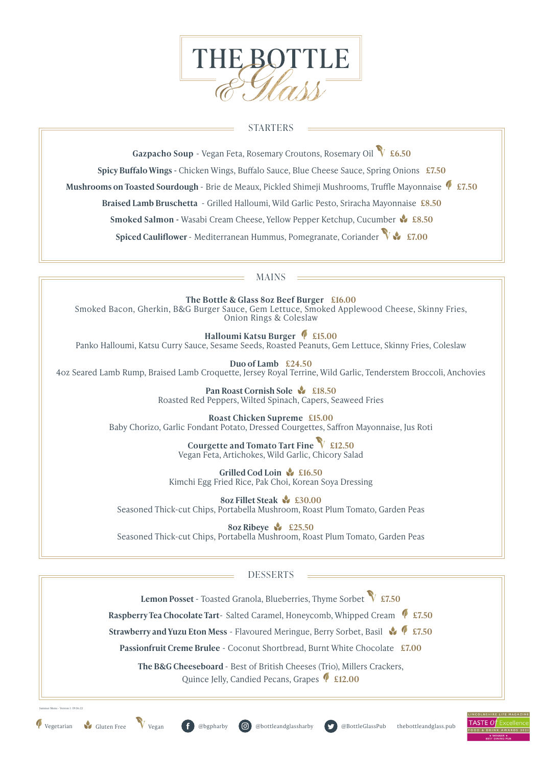# THE BOTTLE & Glass

## STARTERS

**Gazpacho Soup** - Vegan Feta, Rosemary Croutons, Rosemary Oil (Vegan) £6.50

**Spicy Buffalo Wings** - Chicken Wings, Buffalo Sauce, Blue Cheese Sauce, Spring Onions £7.50

**Mushrooms on Toasted Sourdough** - Brie de Meaux, Pickled Shimeji Mushrooms, Truffle Mayonnaise (Vegetarian) £7.50

**Braised Lamb Bruschetta** - Grilled Halloumi, Wild Garlic Pesto, Sriracha Mayonnaise £8.50

**Smoked Salmon** - Wasabi Cream Cheese, Yellow Pepper Ketchup, Cucumber (Gluten Free) £8.50

**Spiced Cauliflower** - Mediterranean Hummus, Pomegranate, Coriander (Vegan) (Gluten Free) £7.00

## MAINS

**The Bottle & Glass 8oz Beef Burger** £16.00
Smoked Bacon, Gherkin, B&G Burger Sauce, Gem Lettuce, Smoked Applewood Cheese, Skinny Fries, Onion Rings & Coleslaw

**Halloumi Katsu Burger** (Vegetarian) £15.00
Panko Halloumi, Katsu Curry Sauce, Sesame Seeds, Roasted Peanuts, Gem Lettuce, Skinny Fries, Coleslaw

**Duo of Lamb** £24.50
4oz Seared Lamb Rump, Braised Lamb Croquette, Jersey Royal Terrine, Wild Garlic, Tenderstem Broccoli, Anchovies

**Pan Roast Cornish Sole** (Gluten Free) £18.50
Roasted Red Peppers, Wilted Spinach, Capers, Seaweed Fries

**Roast Chicken Supreme** £15.00
Baby Chorizo, Garlic Fondant Potato, Dressed Courgettes, Saffron Mayonnaise, Jus Roti

**Courgette and Tomato Tart Fine** (Vegan) £12.50
Vegan Feta, Artichokes, Wild Garlic, Chicory Salad

**Grilled Cod Loin** (Gluten Free) £16.50
Kimchi Egg Fried Rice, Pak Choi, Korean Soya Dressing

**8oz Fillet Steak** (Gluten Free) £30.00
Seasoned Thick-cut Chips, Portabella Mushroom, Roast Plum Tomato, Garden Peas

**8oz Ribeye** (Gluten Free) £25.50
Seasoned Thick-cut Chips, Portabella Mushroom, Roast Plum Tomato, Garden Peas

## DESSERTS

**Lemon Posset** - Toasted Granola, Blueberries, Thyme Sorbet (Vegan) £7.50

**Raspberry Tea Chocolate Tart** - Salted Caramel, Honeycomb, Whipped Cream (Vegetarian) £7.50

**Strawberry and Yuzu Eton Mess** - Flavoured Meringue, Berry Sorbet, Basil (Gluten Free) (Vegetarian) £7.50

**Passionfruit Creme Brulee** - Coconut Shortbread, Burnt White Chocolate £7.00

**The B&G Cheeseboard** - Best of British Cheeses (Trio), Millers Crackers, Quince Jelly, Candied Pecans, Grapes (Vegetarian) £12.00

Summer Menu - Version 1: 09.06.22

Vegetarian | Gluten Free | Vegan

@bgpharby | @bottleandglassharby | @BottleGlassPub | thebottleandglass.pub

Lincolnshire Life Magazine Taste of Excellence Food & Drink Awards 2021 – Winner – Best Dining Pub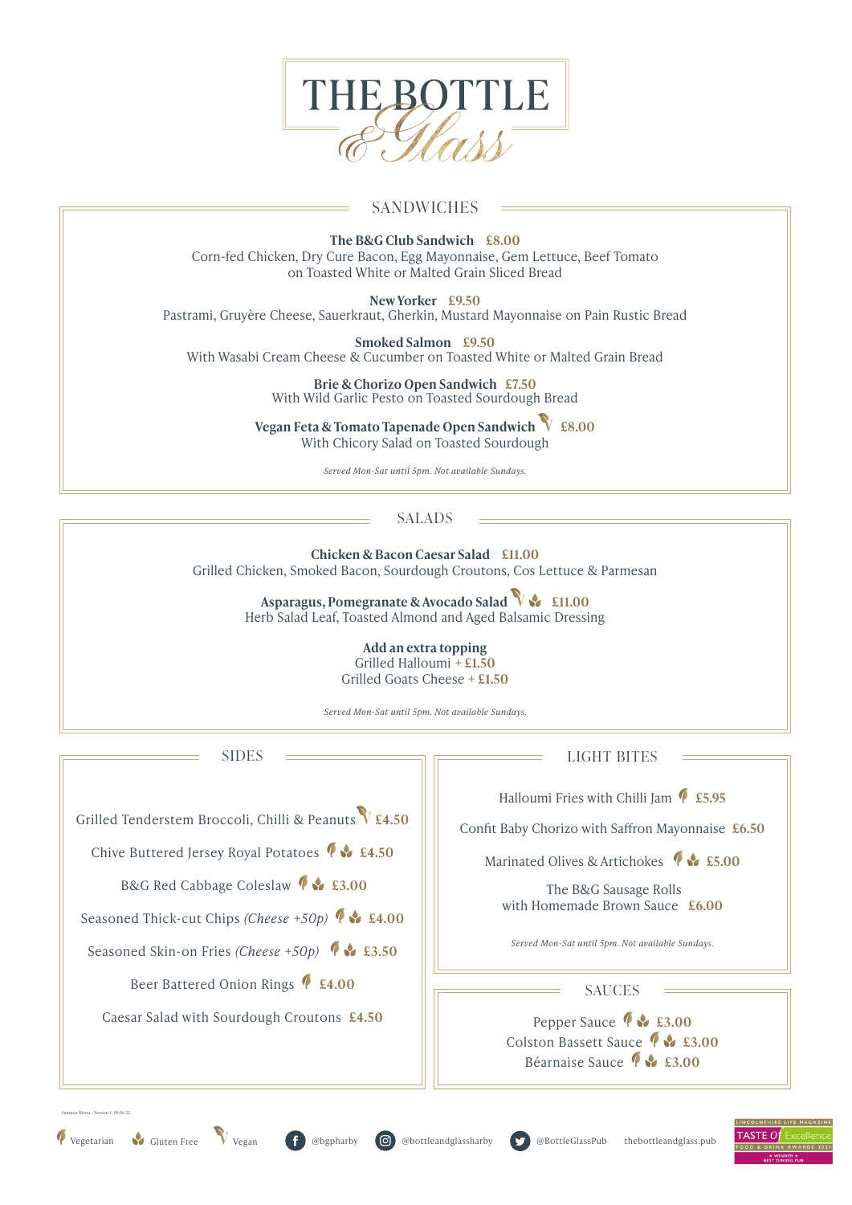# THE BOTTLE & Glass

## SANDWICHES

**The B&G Club Sandwich** £8.00
Corn-fed Chicken, Dry Cure Bacon, Egg Mayonnaise, Gem Lettuce, Beef Tomato on Toasted White or Malted Grain Sliced Bread

**New Yorker** £9.50
Pastrami, Gruyère Cheese, Sauerkraut, Gherkin, Mustard Mayonnaise on Pain Rustic Bread

**Smoked Salmon** £9.50
With Wasabi Cream Cheese & Cucumber on Toasted White or Malted Grain Bread

**Brie & Chorizo Open Sandwich** £7.50
With Wild Garlic Pesto on Toasted Sourdough Bread

**Vegan Feta & Tomato Tapenade Open Sandwich** (Vegan) £8.00
With Chicory Salad on Toasted Sourdough

*Served Mon-Sat until 5pm. Not available Sundays.*

## SALADS

**Chicken & Bacon Caesar Salad** £11.00
Grilled Chicken, Smoked Bacon, Sourdough Croutons, Cos Lettuce & Parmesan

**Asparagus, Pomegranate & Avocado Salad** (Vegan, Gluten Free) £11.00
Herb Salad Leaf, Toasted Almond and Aged Balsamic Dressing

**Add an extra topping**
Grilled Halloumi + £1.50
Grilled Goats Cheese + £1.50

*Served Mon-Sat until 5pm. Not available Sundays.*

## SIDES

Grilled Tenderstem Broccoli, Chilli & Peanuts (Vegan) £4.50

Chive Buttered Jersey Royal Potatoes (Vegetarian, Gluten Free) £4.50

B&G Red Cabbage Coleslaw (Vegetarian, Gluten Free) £3.00

Seasoned Thick-cut Chips *(Cheese +50p)* (Vegetarian, Gluten Free) £4.00

Seasoned Skin-on Fries *(Cheese +50p)* (Vegetarian, Gluten Free) £3.50

Beer Battered Onion Rings (Vegetarian) £4.00

Caesar Salad with Sourdough Croutons £4.50

## LIGHT BITES

Halloumi Fries with Chilli Jam (Vegetarian) £5.95

Confit Baby Chorizo with Saffron Mayonnaise £6.50

Marinated Olives & Artichokes (Vegetarian, Gluten Free) £5.00

The B&G Sausage Rolls with Homemade Brown Sauce £6.00

*Served Mon-Sat until 5pm. Not available Sundays.*

## SAUCES

Pepper Sauce (Vegetarian, Gluten Free) £3.00
Colston Bassett Sauce (Vegetarian, Gluten Free) £3.00
Béarnaise Sauce (Vegetarian, Gluten Free) £3.00

Summer Menu - Version 1: 09.06.22

Vegetarian · Gluten Free · Vegan

@bgpharby · @bottleandglassharby · @BottleGlassPub · thebottleandglass.pub

LINCOLNSHIRE LIFE MAGAZINE TASTE Of Excellence FOOD & DRINK AWARDS 2021 ★ WINNER ★ BEST DINING PUB